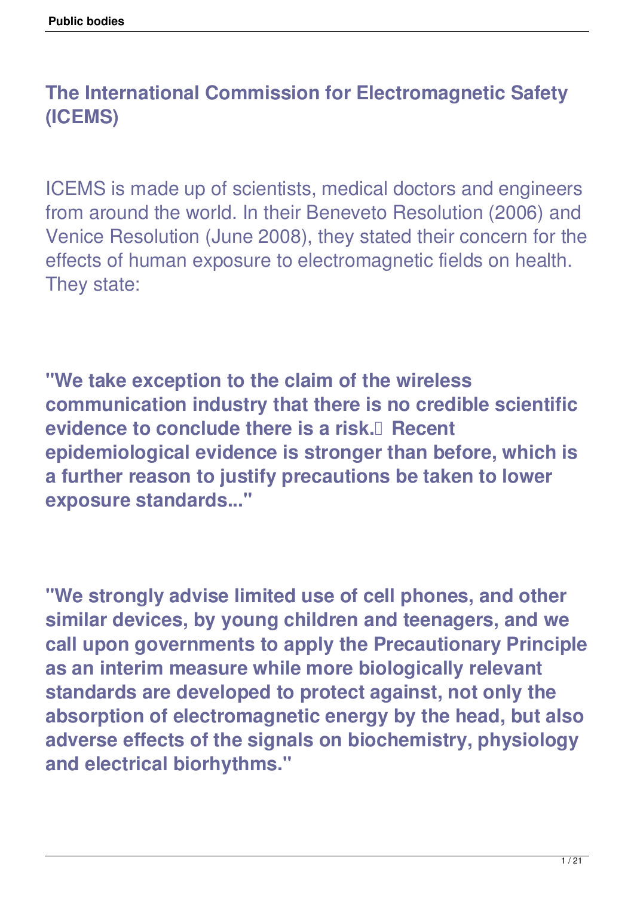# The International Commission for Electromagnetic Safety (ICEMS)

ICEMS is made up of scientists, medical doctors and engineers from around the world. In their Beneveto Resolution (2006) and Venice Resolution (June 2008), they stated their concern for the effects of human exposure to electromagnetic fields on health. They state:

**"We take exception to the claim of the wireless communication industry that there is no credible scientific evidence to conclude there is a risk. Recent epidemiological evidence is stronger than before, which is a further reason to justify precautions be taken to lower exposure standards..."**

**"We strongly advise limited use of cell phones, and other similar devices, by young children and teenagers, and we call upon governments to apply the Precautionary Principle as an interim measure while more biologically relevant standards are developed to protect against, not only the absorption of electromagnetic energy by the head, but also adverse effects of the signals on biochemistry, physiology and electrical biorhythms."**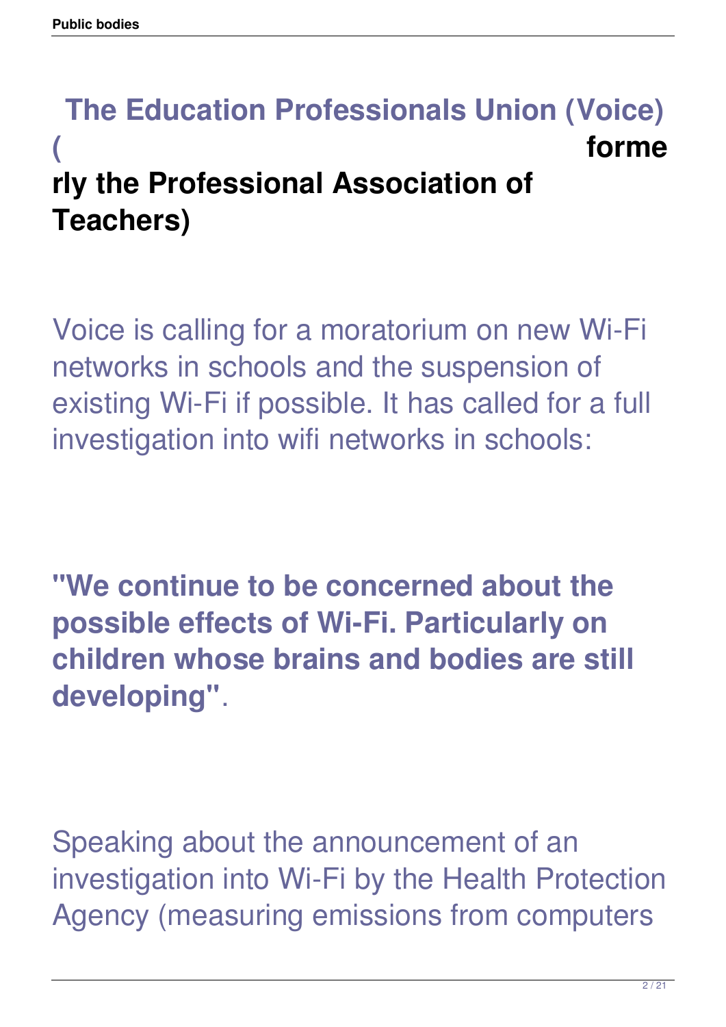## The Education Professionals Union (Voice) (formerly the Professional Association of Teachers)

Voice is calling for a moratorium on new Wi-Fi networks in schools and the suspension of existing Wi-Fi if possible. It has called for a full investigation into wifi networks in schools:

**"We continue to be concerned about the possible effects of Wi-Fi. Particularly on children whose brains and bodies are still developing"**.

Speaking about the announcement of an investigation into Wi-Fi by the Health Protection Agency (measuring emissions from computers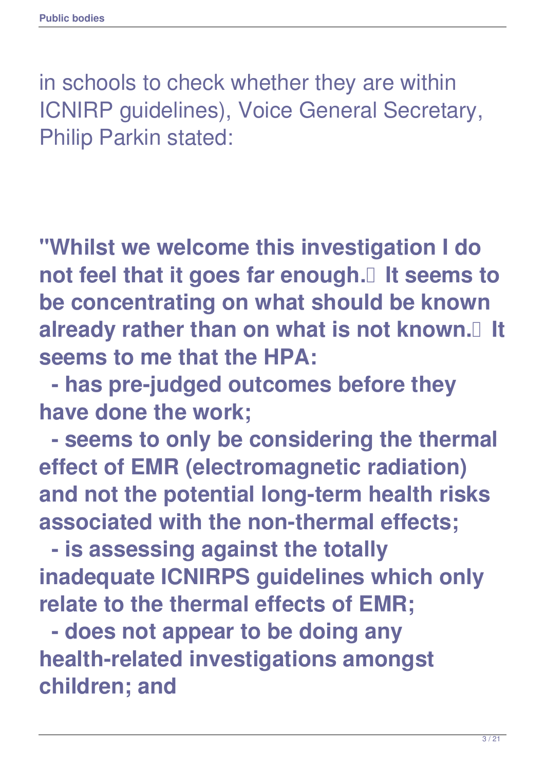in schools to check whether they are within ICNIRP guidelines), Voice General Secretary, Philip Parkin stated:

**"Whilst we welcome this investigation I do not feel that it goes far enough.  It seems to be concentrating on what should be known already rather than on what is not known.  It seems to me that the HPA:**

**- has pre-judged outcomes before they have done the work;**

**- seems to only be considering the thermal effect of EMR (electromagnetic radiation) and not the potential long-term health risks associated with the non-thermal effects;**

**- is assessing against the totally inadequate ICNIRPS guidelines which only relate to the thermal effects of EMR;**

**- does not appear to be doing any health-related investigations amongst children; and**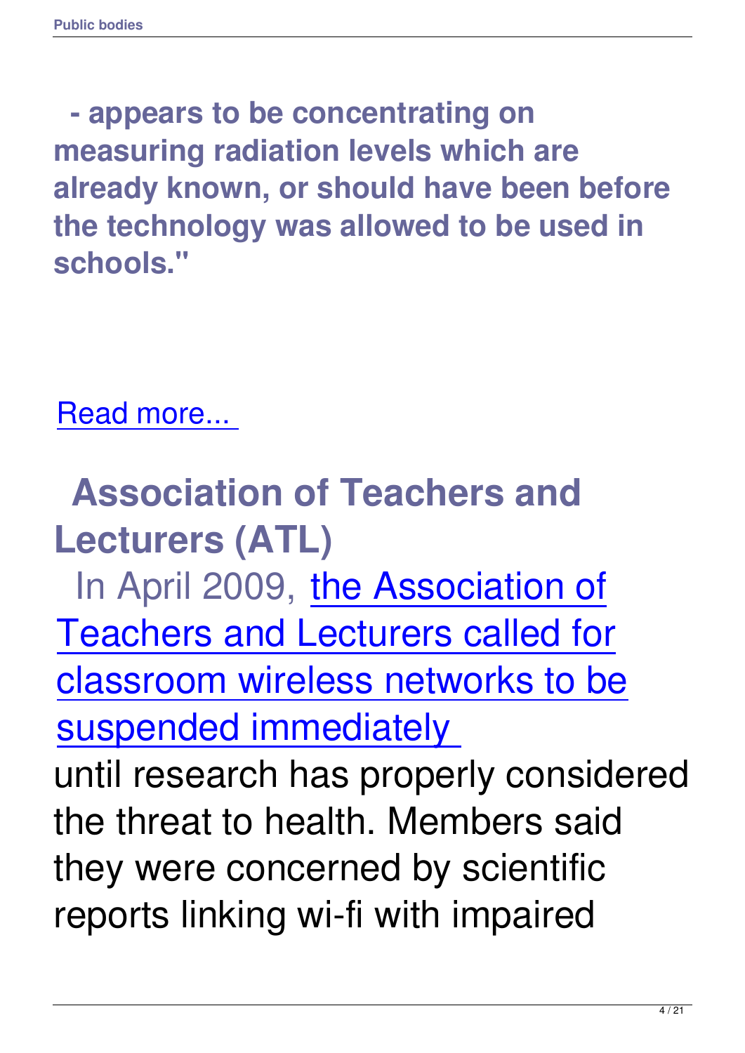**- appears to be concentrating on measuring radiation levels which are already known, or should have been before the technology was allowed to be used in schools."**

Read more...

## Association of Teachers and Lecturers (ATL)

In April 2009, the Association of Teachers and Lecturers called for classroom wireless networks to be suspended immediately until research has properly considered the threat to health. Members said they were concerned by scientific reports linking wi-fi with impaired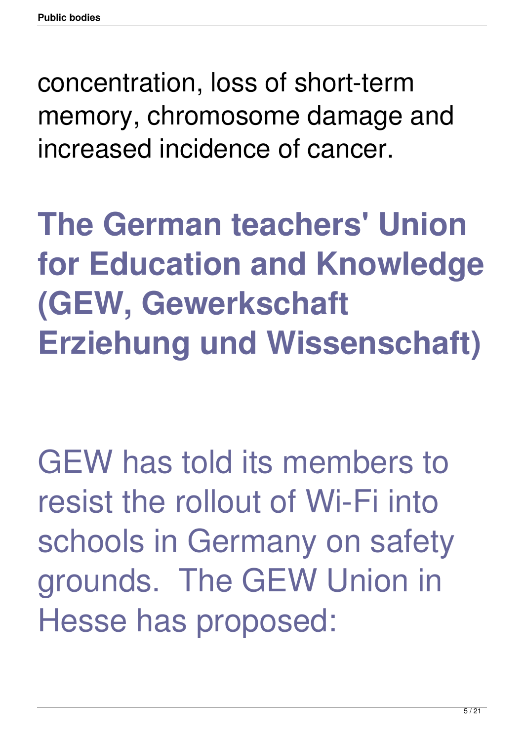concentration, loss of short-term memory, chromosome damage and increased incidence of cancer.

## The German teachers' Union for Education and Knowledge (GEW, Gewerkschaft Erziehung und Wissenschaft)

GEW has told its members to resist the rollout of Wi-Fi into schools in Germany on safety grounds. The GEW Union in Hesse has proposed: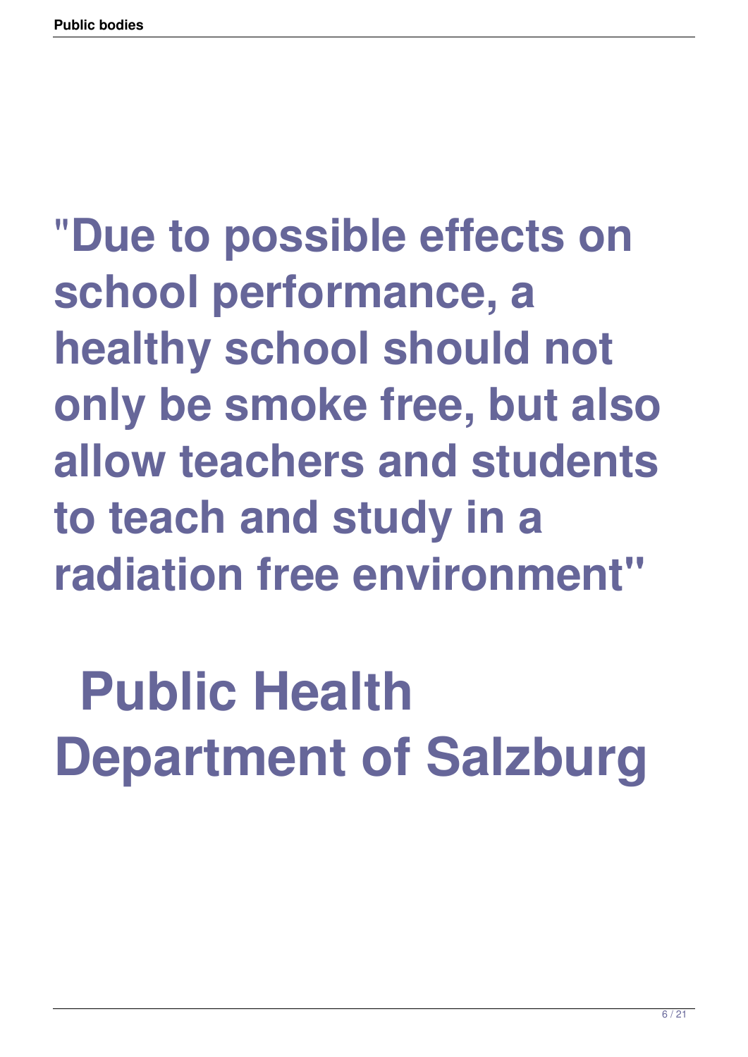**"Due to possible effects on school performance, a healthy school should not only be smoke free, but also allow teachers and students to teach and study in a radiation free environment"**

**Public Health Department of Salzburg**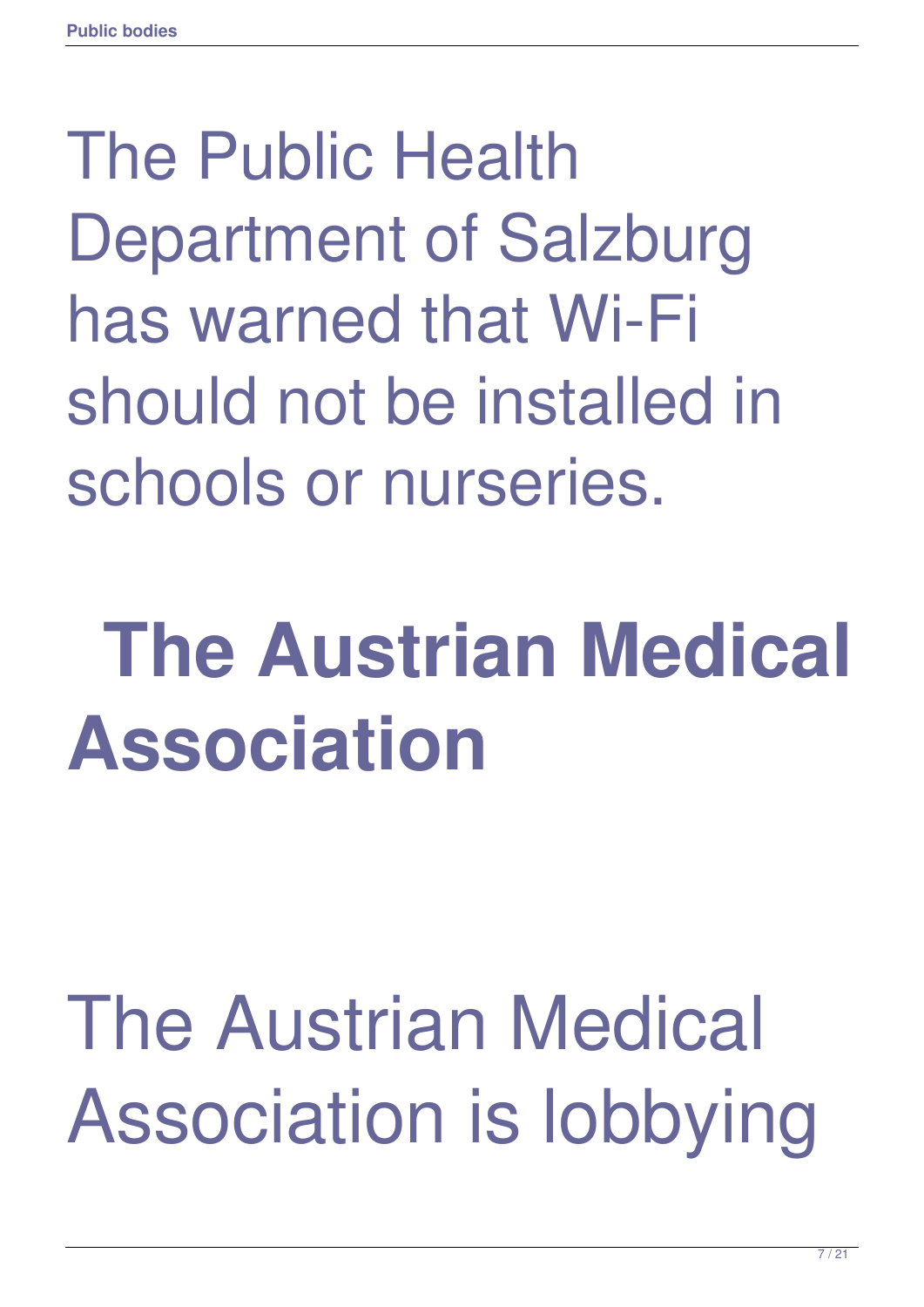The Public Health Department of Salzburg has warned that Wi-Fi should not be installed in schools or nurseries.

## The Austrian Medical Association

The Austrian Medical Association is lobbying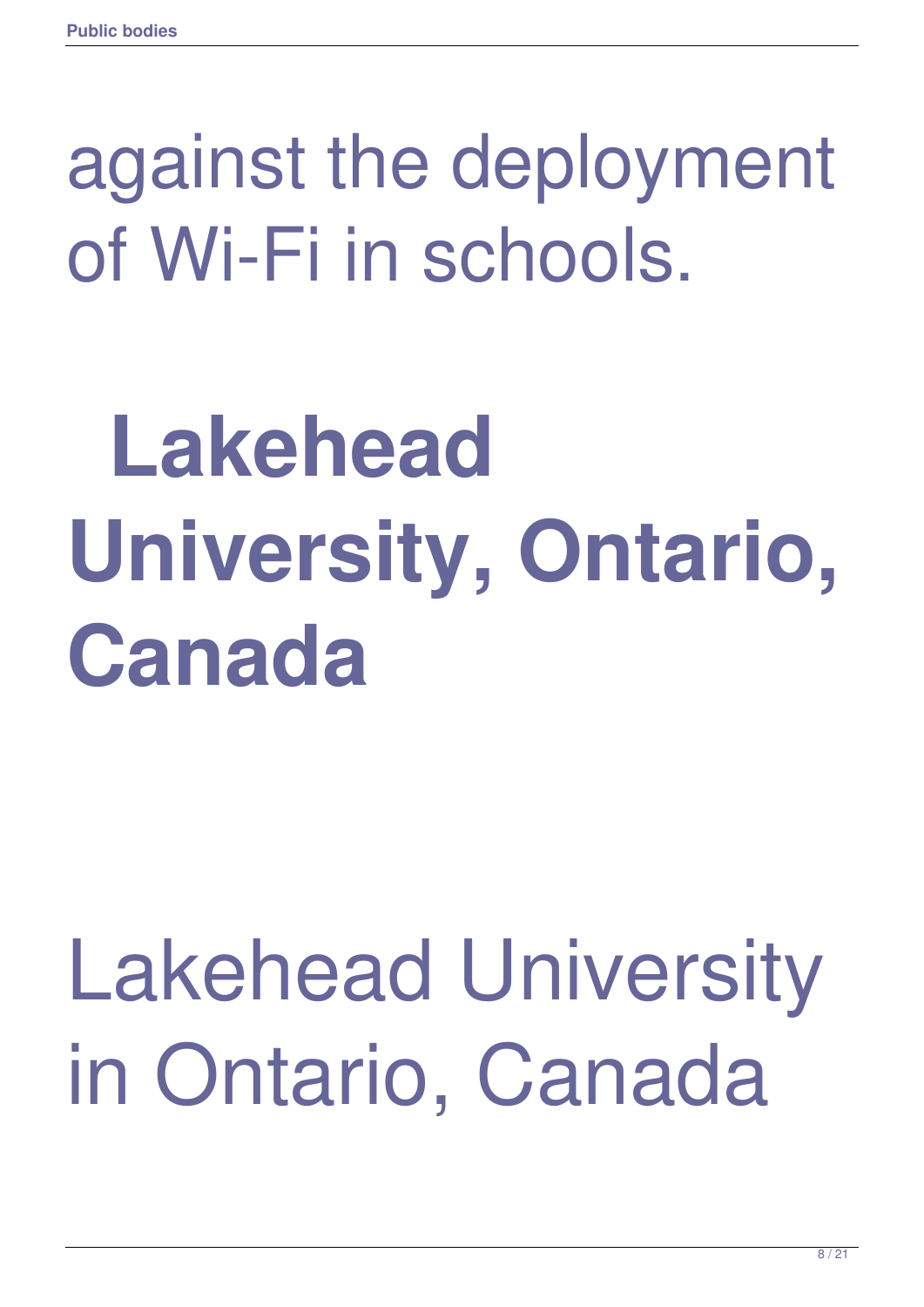against the deployment of Wi-Fi in schools.

## Lakehead University, Ontario, Canada

Lakehead University in Ontario, Canada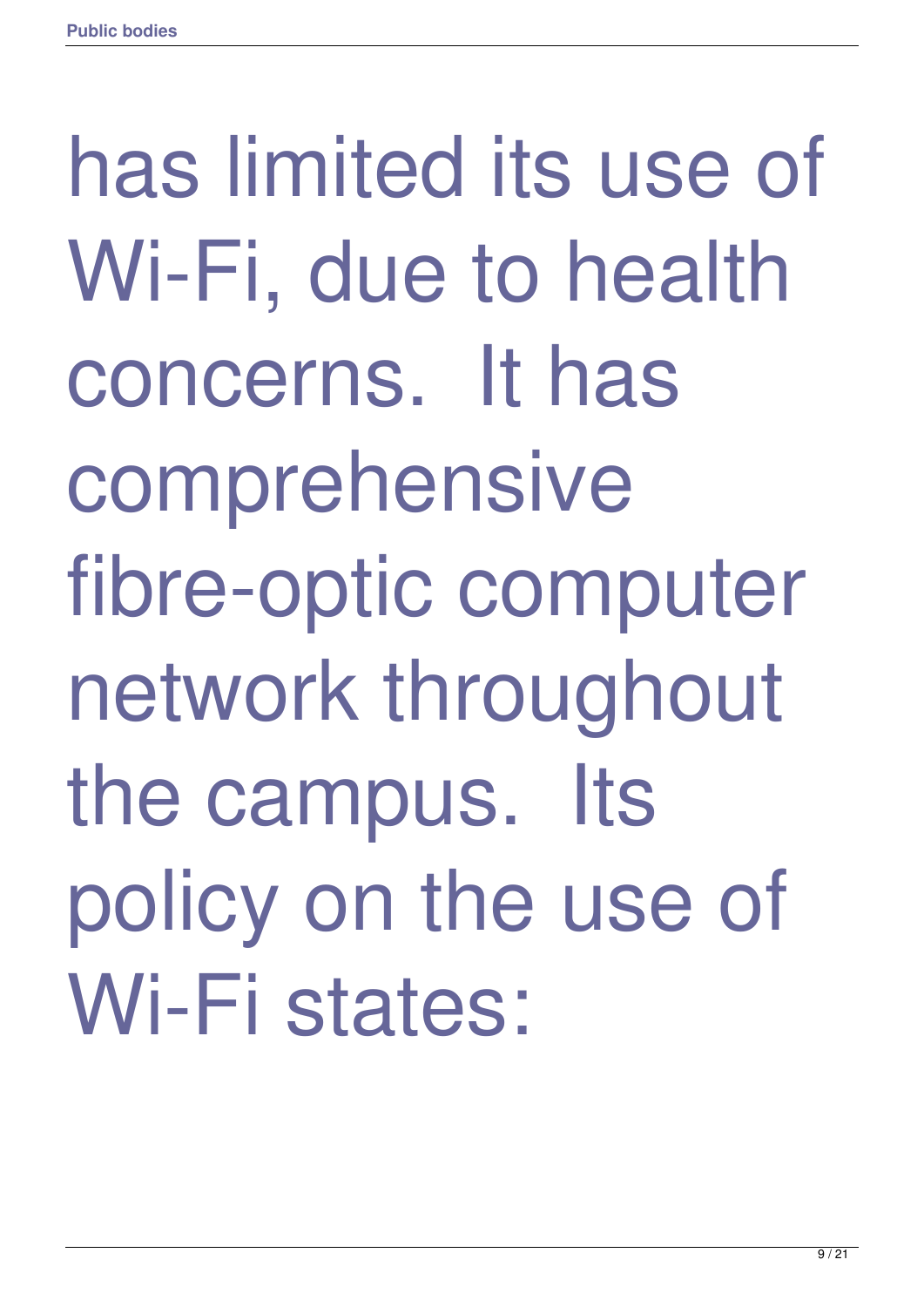has limited its use of Wi-Fi, due to health concerns. It has comprehensive fibre-optic computer network throughout the campus. Its policy on the use of Wi-Fi states: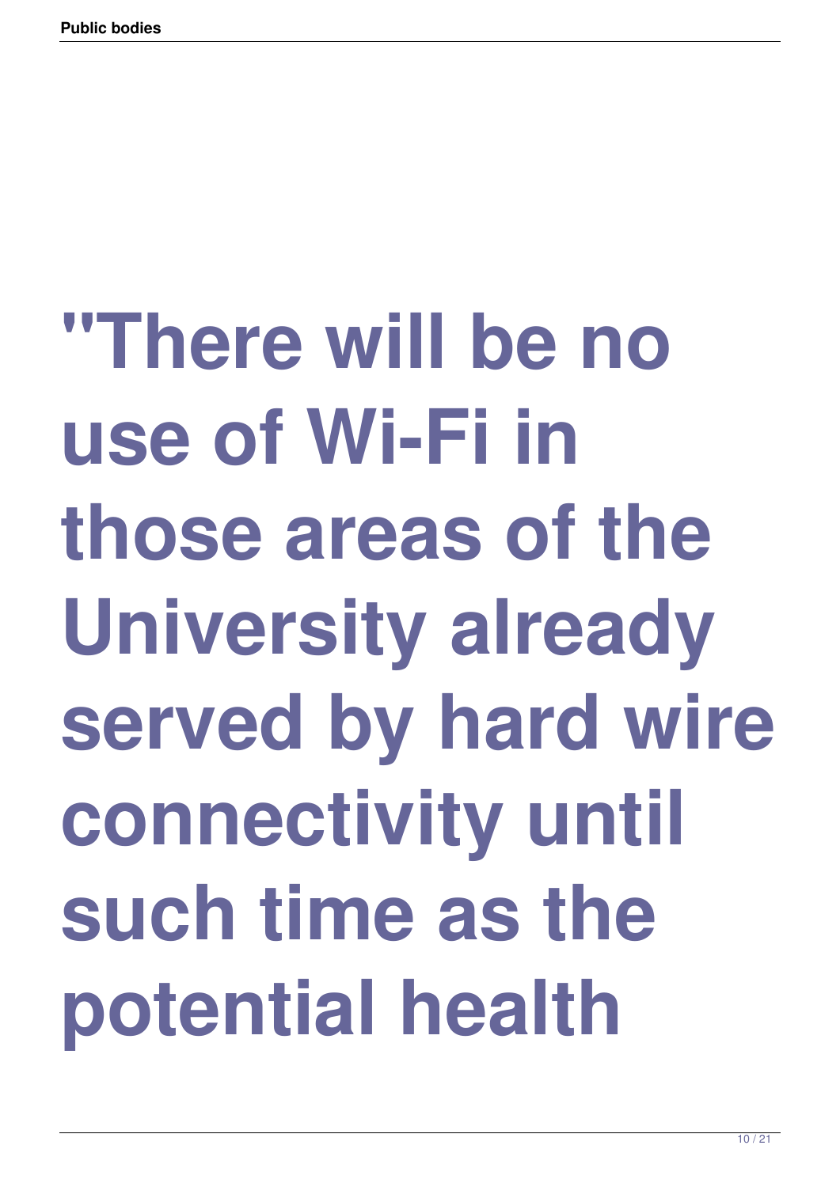**"There will be no use of Wi-Fi in those areas of the University already served by hard wire connectivity until such time as the potential health**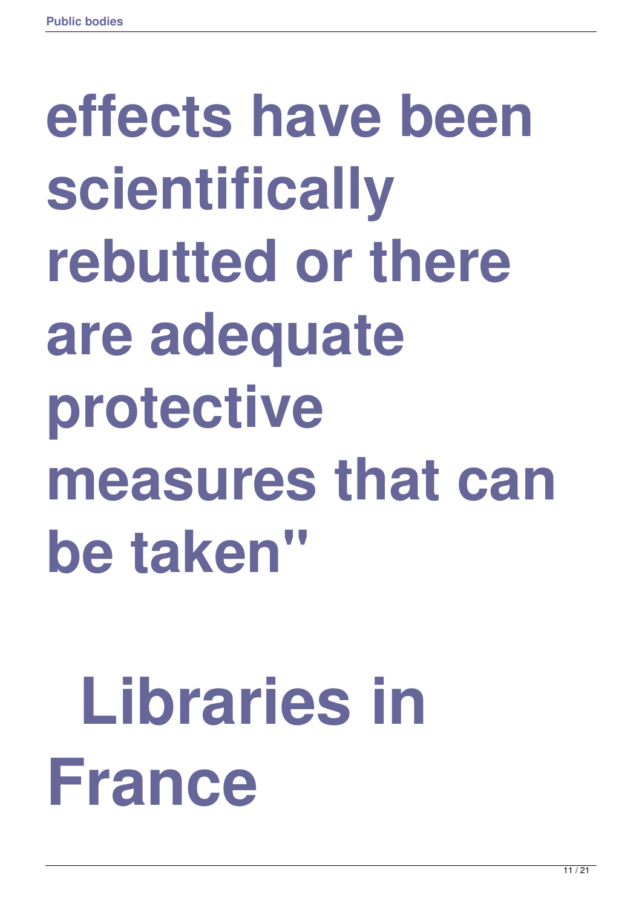# effects have been scientifically rebutted or there are adequate protective measures that can be taken"

# Libraries in France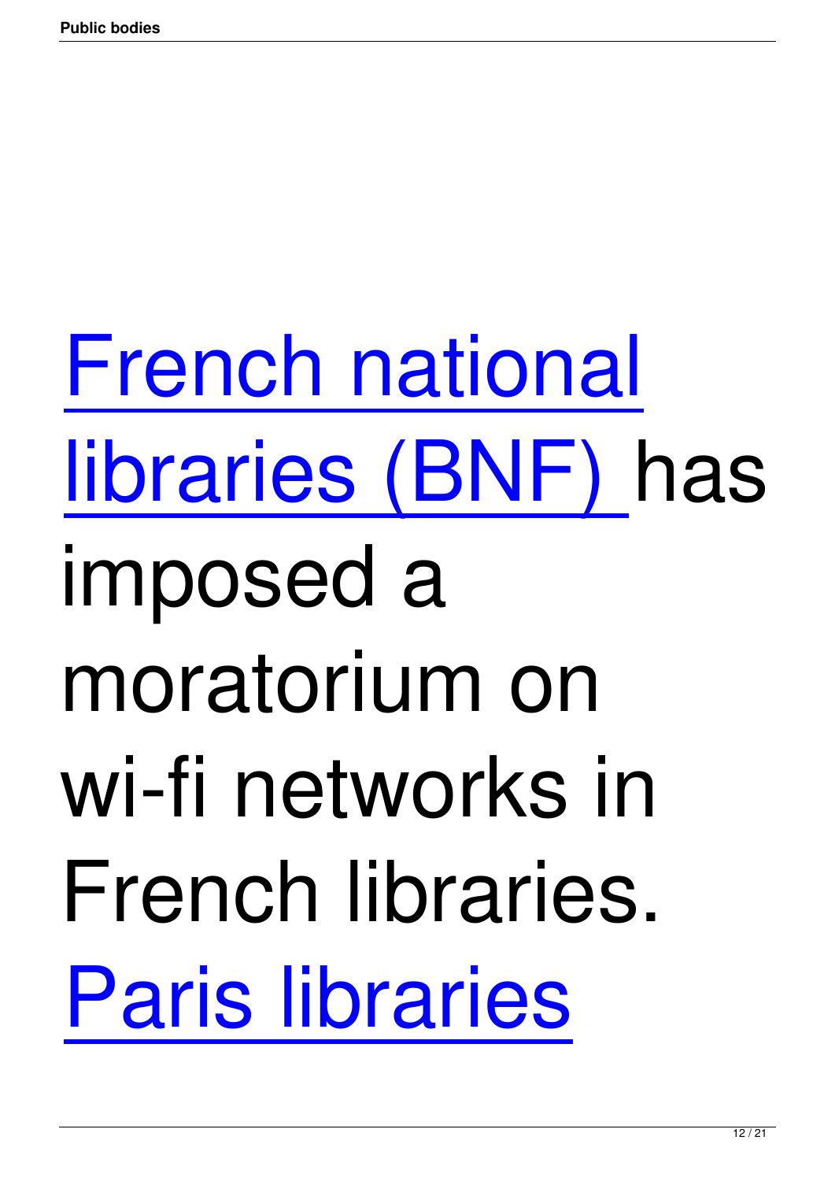French national libraries (BNF) has imposed a moratorium on wi-fi networks in French libraries. Paris libraries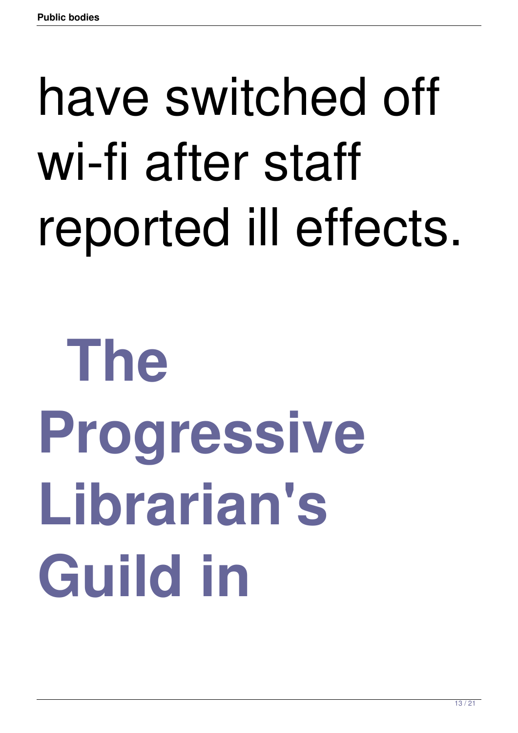have switched off wi-fi after staff reported ill effects.

**The Progressive Librarian's Guild in**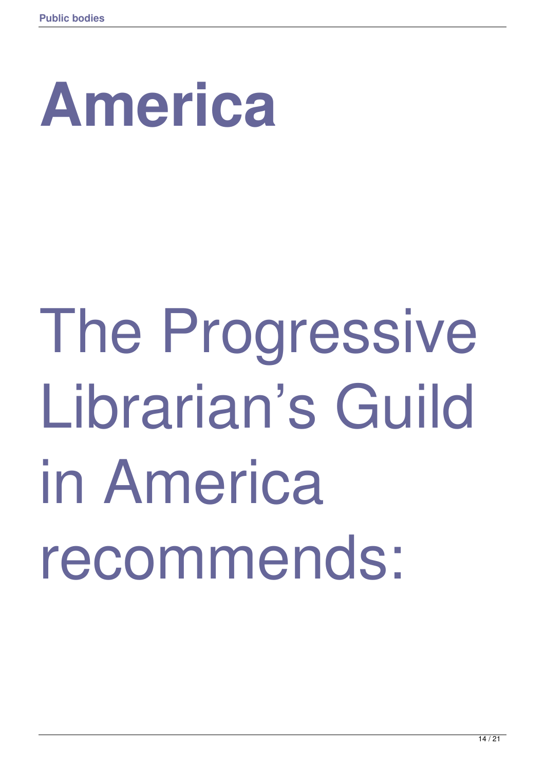# America

The Progressive Librarian's Guild in America recommends: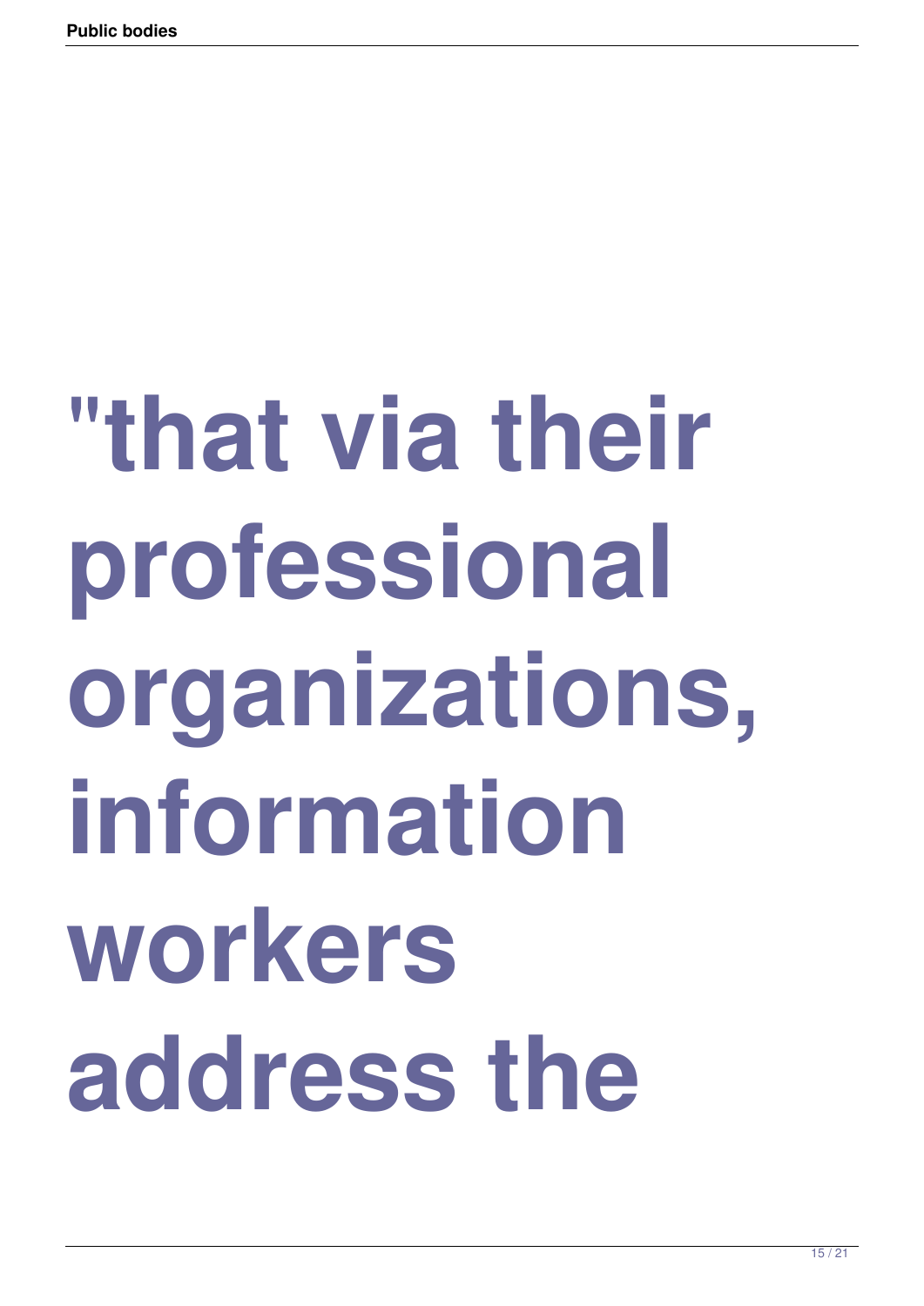# "that via their professional organizations, information workers address the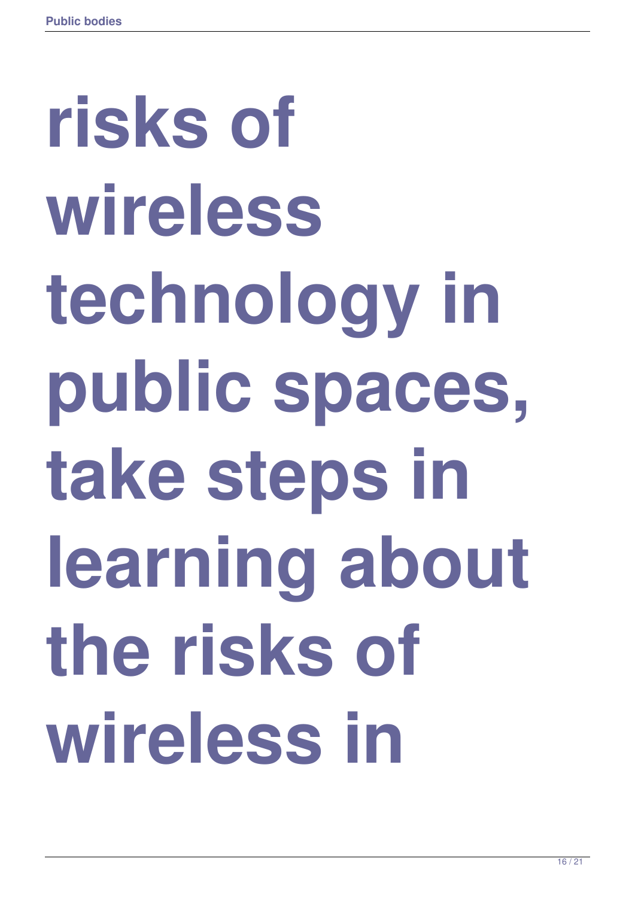**risks of wireless technology in public spaces, take steps in learning about the risks of wireless in**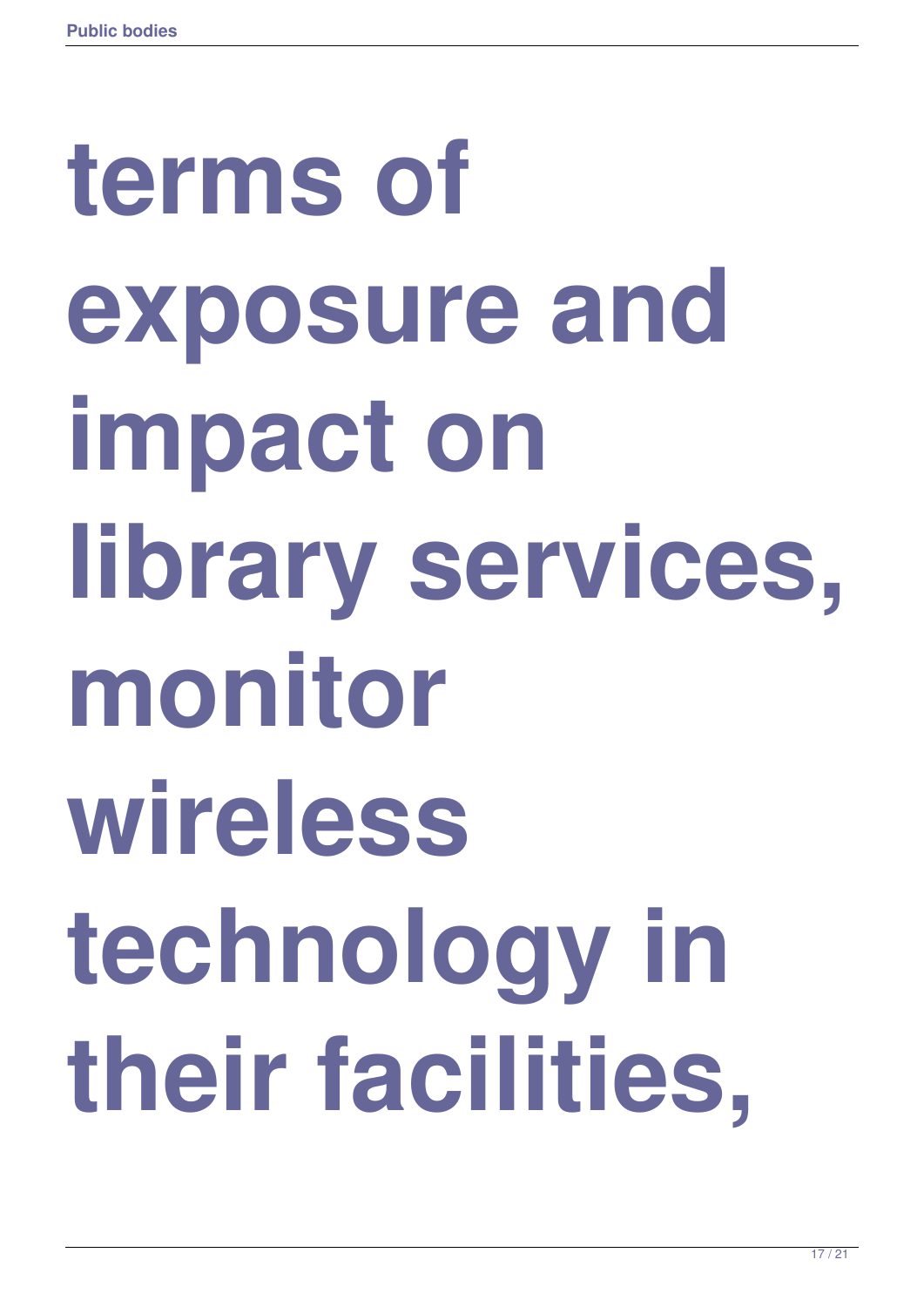# terms of exposure and impact on library services, monitor wireless technology in their facilities,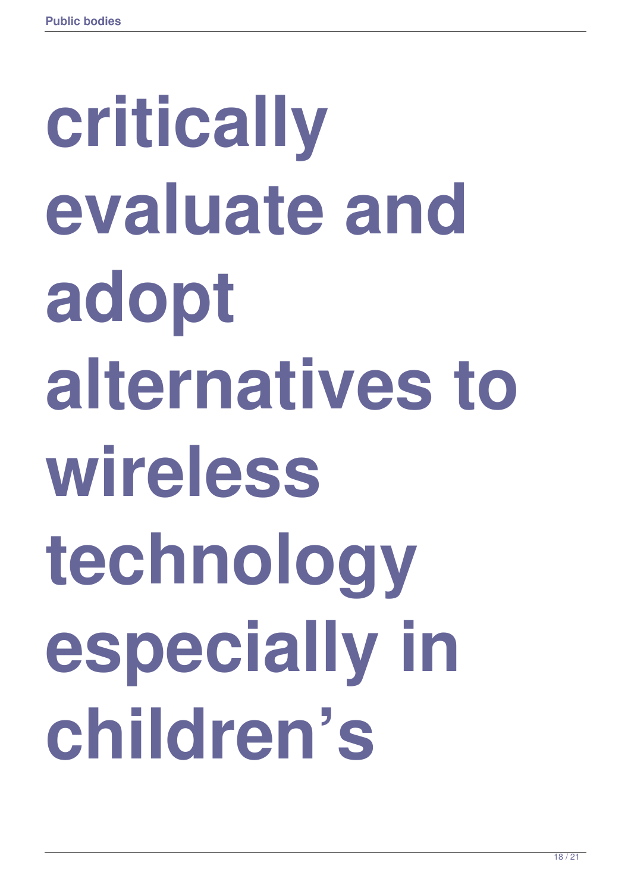# critically evaluate and adopt alternatives to wireless technology especially in children's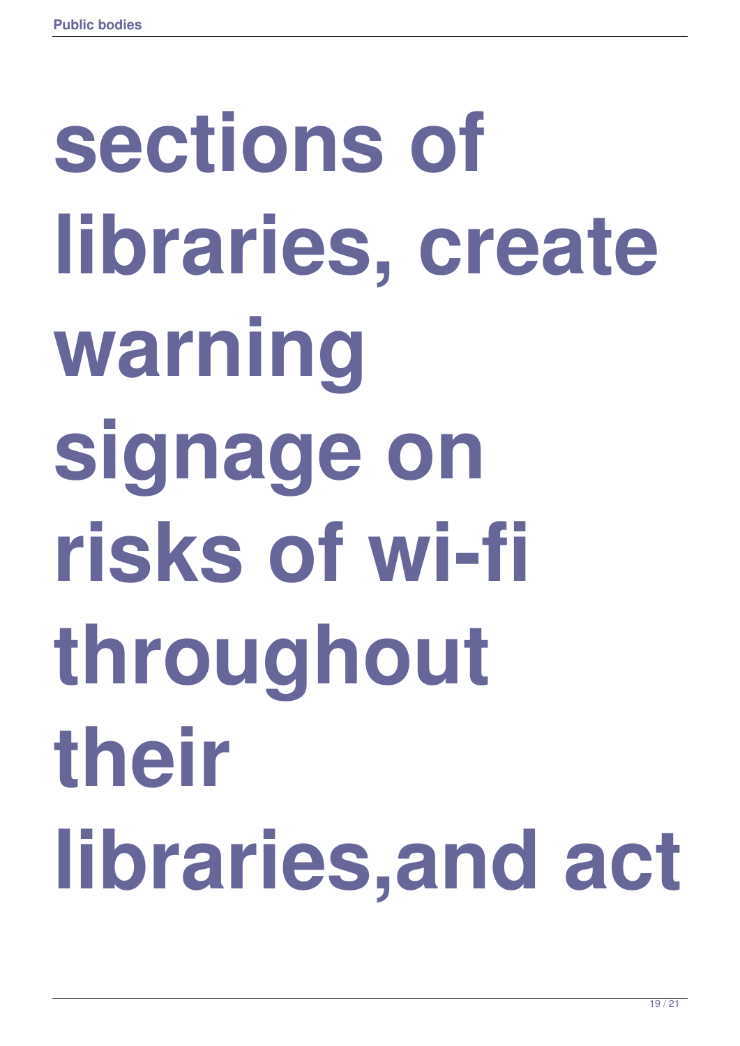# sections of libraries, create warning signage on risks of wi-fi throughout their libraries,and act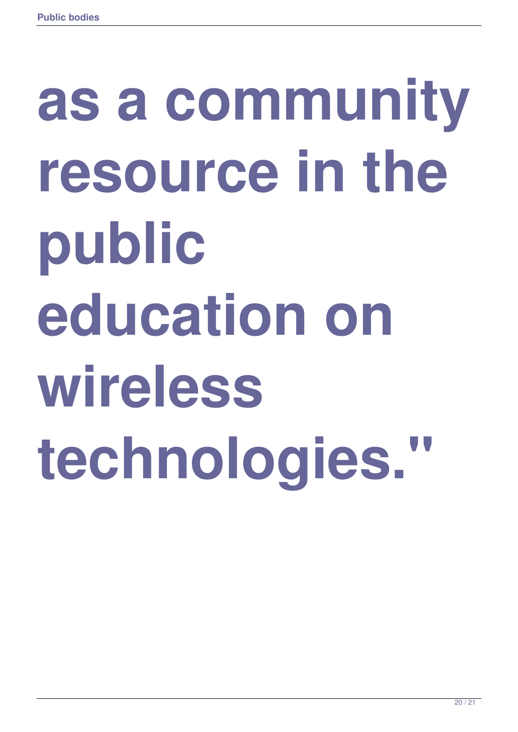**as a community resource in the public education on wireless technologies."**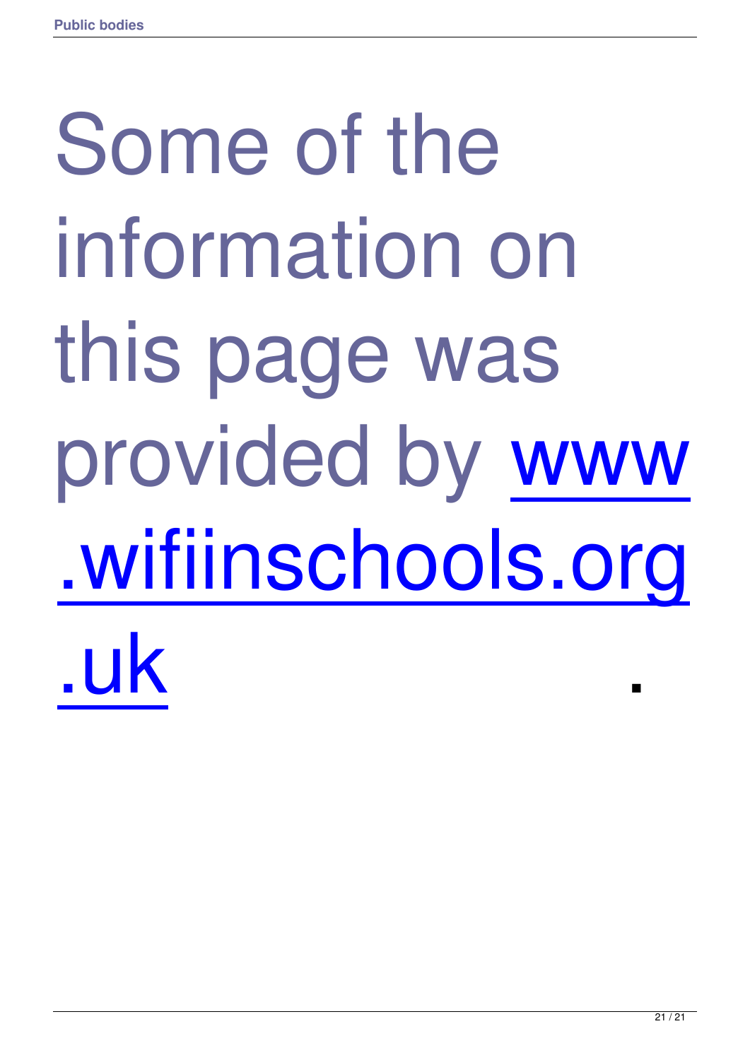Some of the information on this page was provided by [www.wifiinschools.org.uk](http://www.wifiinschools.org.uk).